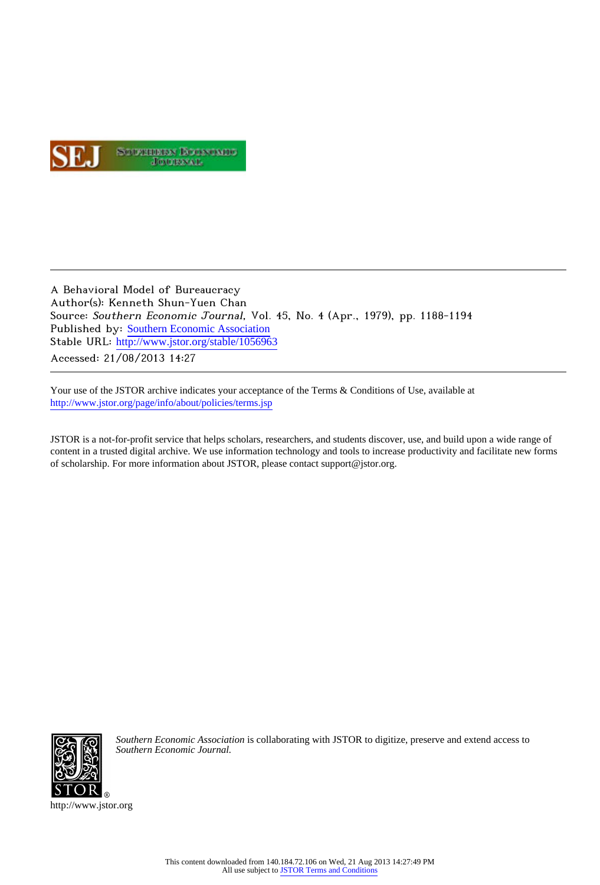A Behavioral Model of Bureaucracy
Author(s): Kenneth Shun-Yuen Chan
Source: *Southern Economic Journal*, Vol. 45, No. 4 (Apr., 1979), pp. 1188-1194
Published by: Southern Economic Association
Stable URL: http://www.jstor.org/stable/1056963
Accessed: 21/08/2013 14:27

---

Your use of the JSTOR archive indicates your acceptance of the Terms & Conditions of Use, available at http://www.jstor.org/page/info/about/policies/terms.jsp

JSTOR is a not-for-profit service that helps scholars, researchers, and students discover, use, and build upon a wide range of content in a trusted digital archive. We use information technology and tools to increase productivity and facilitate new forms of scholarship. For more information about JSTOR, please contact support@jstor.org.

*Southern Economic Association* is collaborating with JSTOR to digitize, preserve and extend access to *Southern Economic Journal.*

http://www.jstor.org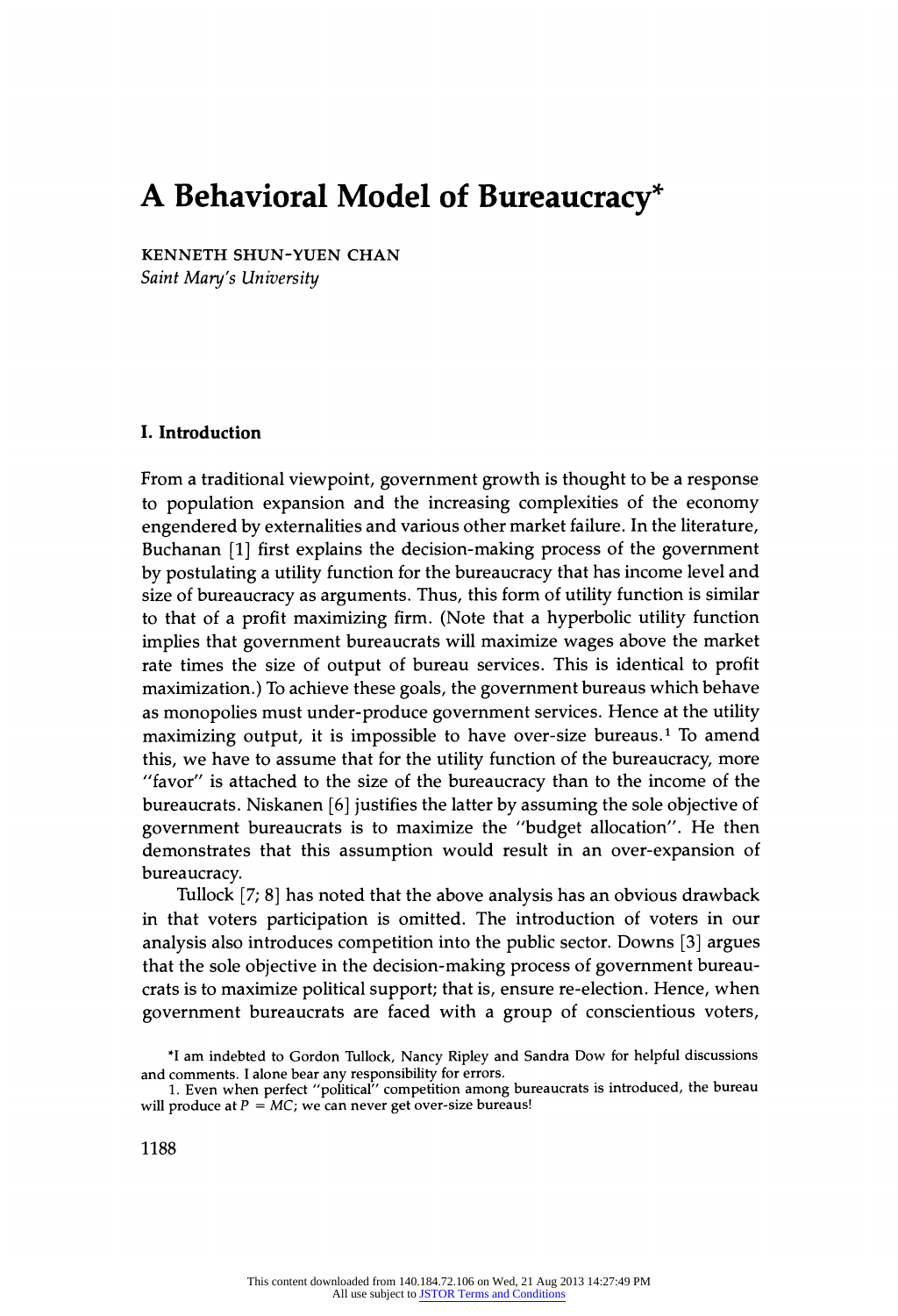# A Behavioral Model of Bureaucracy*

KENNETH SHUN-YUEN CHAN
*Saint Mary's University*

## I. Introduction

From a traditional viewpoint, government growth is thought to be a response to population expansion and the increasing complexities of the economy engendered by externalities and various other market failure. In the literature, Buchanan [1] first explains the decision-making process of the government by postulating a utility function for the bureaucracy that has income level and size of bureaucracy as arguments. Thus, this form of utility function is similar to that of a profit maximizing firm. (Note that a hyperbolic utility function implies that government bureaucrats will maximize wages above the market rate times the size of output of bureau services. This is identical to profit maximization.) To achieve these goals, the government bureaus which behave as monopolies must under-produce government services. Hence at the utility maximizing output, it is impossible to have over-size bureaus.[1] To amend this, we have to assume that for the utility function of the bureaucracy, more "favor" is attached to the size of the bureaucracy than to the income of the bureaucrats. Niskanen [6] justifies the latter by assuming the sole objective of government bureaucrats is to maximize the "budget allocation". He then demonstrates that this assumption would result in an over-expansion of bureaucracy.

Tullock [7; 8] has noted that the above analysis has an obvious drawback in that voters participation is omitted. The introduction of voters in our analysis also introduces competition into the public sector. Downs [3] argues that the sole objective in the decision-making process of government bureaucrats is to maximize political support; that is, ensure re-election. Hence, when government bureaucrats are faced with a group of conscientious voters,

*I am indebted to Gordon Tullock, Nancy Ripley and Sandra Dow for helpful discussions and comments. I alone bear any responsibility for errors.

1. Even when perfect "political" competition among bureaucrats is introduced, the bureau will produce at $P = MC$; we can never get over-size bureaus!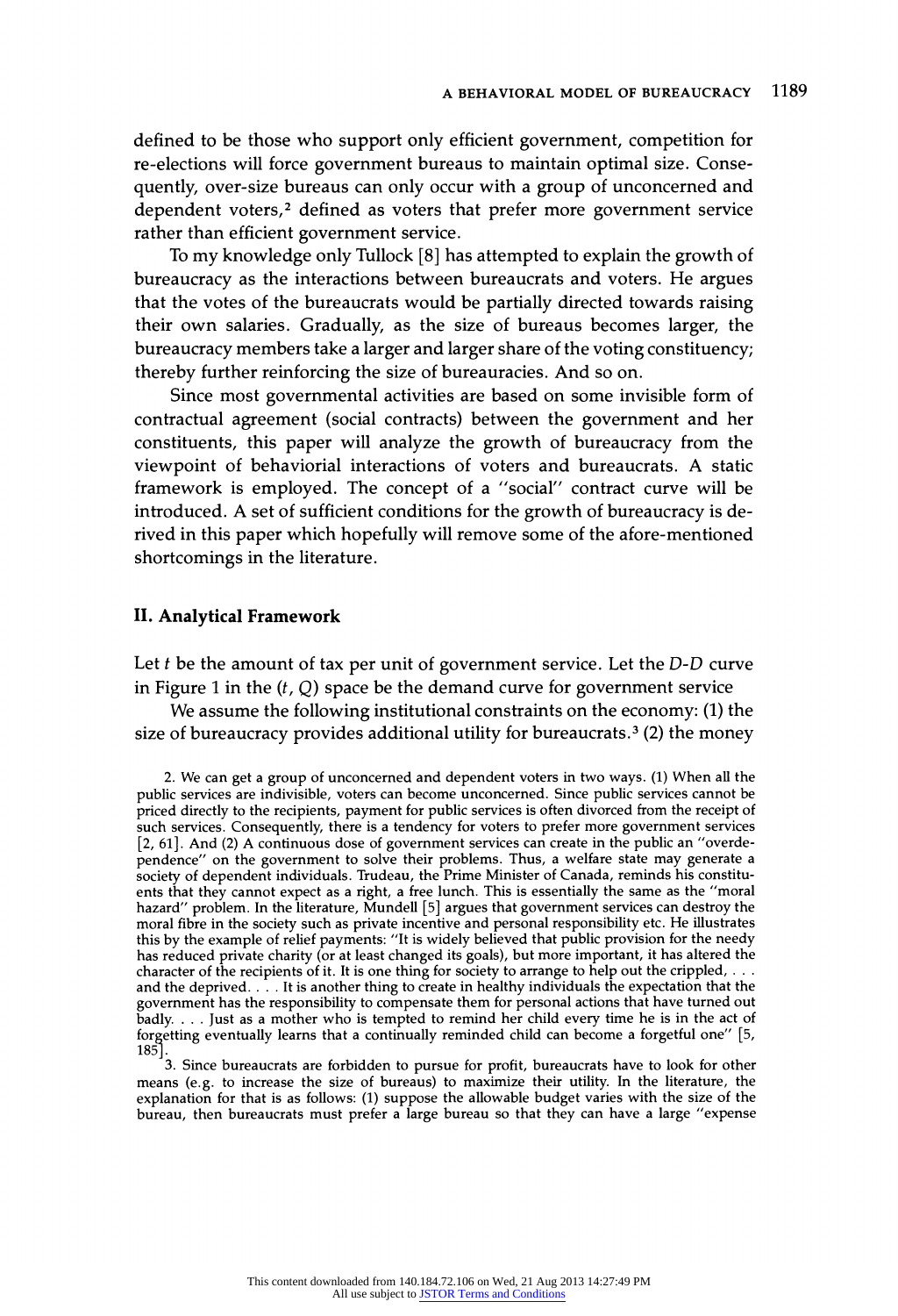defined to be those who support only efficient government, competition for re-elections will force government bureaus to maintain optimal size. Consequently, over-size bureaus can only occur with a group of unconcerned and dependent voters,[2] defined as voters that prefer more government service rather than efficient government service.

To my knowledge only Tullock [8] has attempted to explain the growth of bureaucracy as the interactions between bureaucrats and voters. He argues that the votes of the bureaucrats would be partially directed towards raising their own salaries. Gradually, as the size of bureaus becomes larger, the bureaucracy members take a larger and larger share of the voting constituency; thereby further reinforcing the size of bureauracies. And so on.

Since most governmental activities are based on some invisible form of contractual agreement (social contracts) between the government and her constituents, this paper will analyze the growth of bureaucracy from the viewpoint of behaviorial interactions of voters and bureaucrats. A static framework is employed. The concept of a "social" contract curve will be introduced. A set of sufficient conditions for the growth of bureaucracy is derived in this paper which hopefully will remove some of the afore-mentioned shortcomings in the literature.

## II. Analytical Framework

Let $t$ be the amount of tax per unit of government service. Let the $D$-$D$ curve in Figure 1 in the $(t, Q)$ space be the demand curve for government service

We assume the following institutional constraints on the economy: (1) the size of bureaucracy provides additional utility for bureaucrats.[3] (2) the money

2. We can get a group of unconcerned and dependent voters in two ways. (1) When all the public services are indivisible, voters can become unconcerned. Since public services cannot be priced directly to the recipients, payment for public services is often divorced from the receipt of such services. Consequently, there is a tendency for voters to prefer more government services [2, 61]. And (2) A continuous dose of government services can create in the public an "overdependence" on the government to solve their problems. Thus, a welfare state may generate a society of dependent individuals. Trudeau, the Prime Minister of Canada, reminds his constituents that they cannot expect as a right, a free lunch. This is essentially the same as the "moral hazard" problem. In the literature, Mundell [5] argues that government services can destroy the moral fibre in the society such as private incentive and personal responsibility etc. He illustrates this by the example of relief payments: "It is widely believed that public provision for the needy has reduced private charity (or at least changed its goals), but more important, it has altered the character of the recipients of it. It is one thing for society to arrange to help out the crippled, . . . and the deprived. . . . It is another thing to create in healthy individuals the expectation that the government has the responsibility to compensate them for personal actions that have turned out badly. . . . Just as a mother who is tempted to remind her child every time he is in the act of forgetting eventually learns that a continually reminded child can become a forgetful one" [5, 185].

3. Since bureaucrats are forbidden to pursue for profit, bureaucrats have to look for other means (e.g. to increase the size of bureaus) to maximize their utility. In the literature, the explanation for that is as follows: (1) suppose the allowable budget varies with the size of the bureau, then bureaucrats must prefer a large bureau so that they can have a large "expense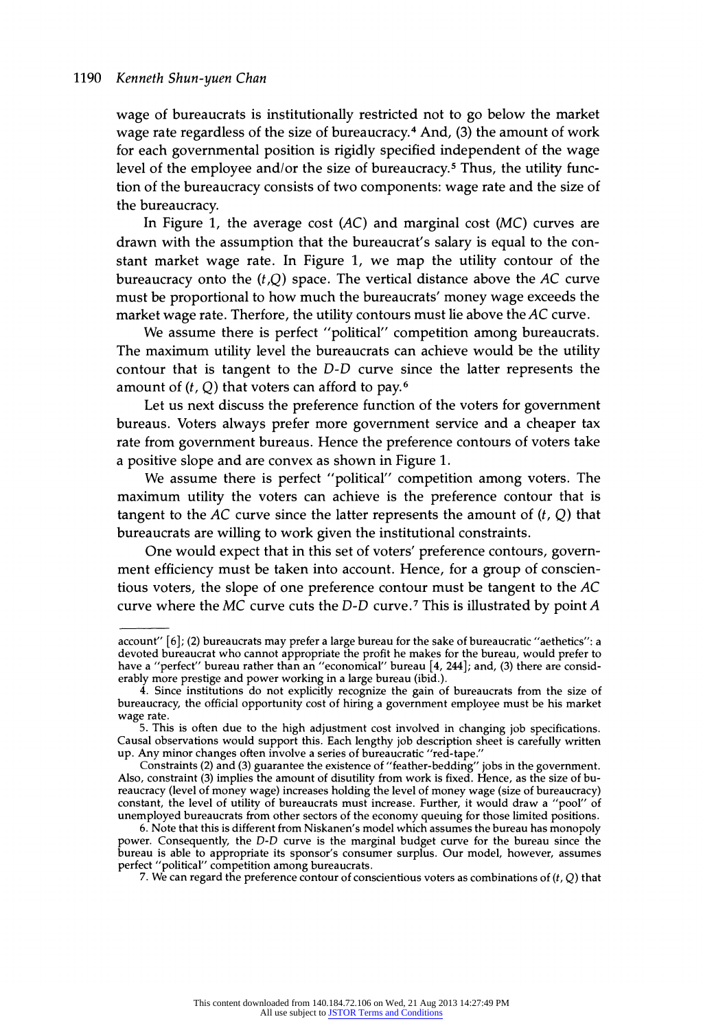wage of bureaucrats is institutionally restricted not to go below the market wage rate regardless of the size of bureaucracy.[4] And, (3) the amount of work for each governmental position is rigidly specified independent of the wage level of the employee and/or the size of bureaucracy.[5] Thus, the utility function of the bureaucracy consists of two components: wage rate and the size of the bureaucracy.

In Figure 1, the average cost (*AC*) and marginal cost (*MC*) curves are drawn with the assumption that the bureaucrat's salary is equal to the constant market wage rate. In Figure 1, we map the utility contour of the bureaucracy onto the $(t,Q)$ space. The vertical distance above the *AC* curve must be proportional to how much the bureaucrats' money wage exceeds the market wage rate. Therfore, the utility contours must lie above the *AC* curve.

We assume there is perfect "political" competition among bureaucrats. The maximum utility level the bureaucrats can achieve would be the utility contour that is tangent to the *D-D* curve since the latter represents the amount of $(t, Q)$ that voters can afford to pay.[6]

Let us next discuss the preference function of the voters for government bureaus. Voters always prefer more government service and a cheaper tax rate from government bureaus. Hence the preference contours of voters take a positive slope and are convex as shown in Figure 1.

We assume there is perfect "political" competition among voters. The maximum utility the voters can achieve is the preference contour that is tangent to the *AC* curve since the latter represents the amount of $(t, Q)$ that bureaucrats are willing to work given the institutional constraints.

One would expect that in this set of voters' preference contours, government efficiency must be taken into account. Hence, for a group of conscientious voters, the slope of one preference contour must be tangent to the *AC* curve where the *MC* curve cuts the *D-D* curve.[7] This is illustrated by point *A*

---

account" [6]; (2) bureaucrats may prefer a large bureau for the sake of bureaucratic "aethetics": a devoted bureaucrat who cannot appropriate the profit he makes for the bureau, would prefer to have a "perfect" bureau rather than an "economical" bureau [4, 244]; and, (3) there are considerably more prestige and power working in a large bureau (ibid.).

4. Since institutions do not explicitly recognize the gain of bureaucrats from the size of bureaucracy, the official opportunity cost of hiring a government employee must be his market wage rate.

5. This is often due to the high adjustment cost involved in changing job specifications. Causal observations would support this. Each lengthy job description sheet is carefully written up. Any minor changes often involve a series of bureaucratic "red-tape."

Constraints (2) and (3) guarantee the existence of "feather-bedding" jobs in the government. Also, constraint (3) implies the amount of disutility from work is fixed. Hence, as the size of bureaucracy (level of money wage) increases holding the level of money wage (size of bureaucracy) constant, the level of utility of bureaucrats must increase. Further, it would draw a "pool" of unemployed bureaucrats from other sectors of the economy queuing for those limited positions.

6. Note that this is different from Niskanen's model which assumes the bureau has monopoly power. Consequently, the *D-D* curve is the marginal budget curve for the bureau since the bureau is able to appropriate its sponsor's consumer surplus. Our model, however, assumes perfect "political" competition among bureaucrats.

7. We can regard the preference contour of conscientious voters as combinations of $(t, Q)$ that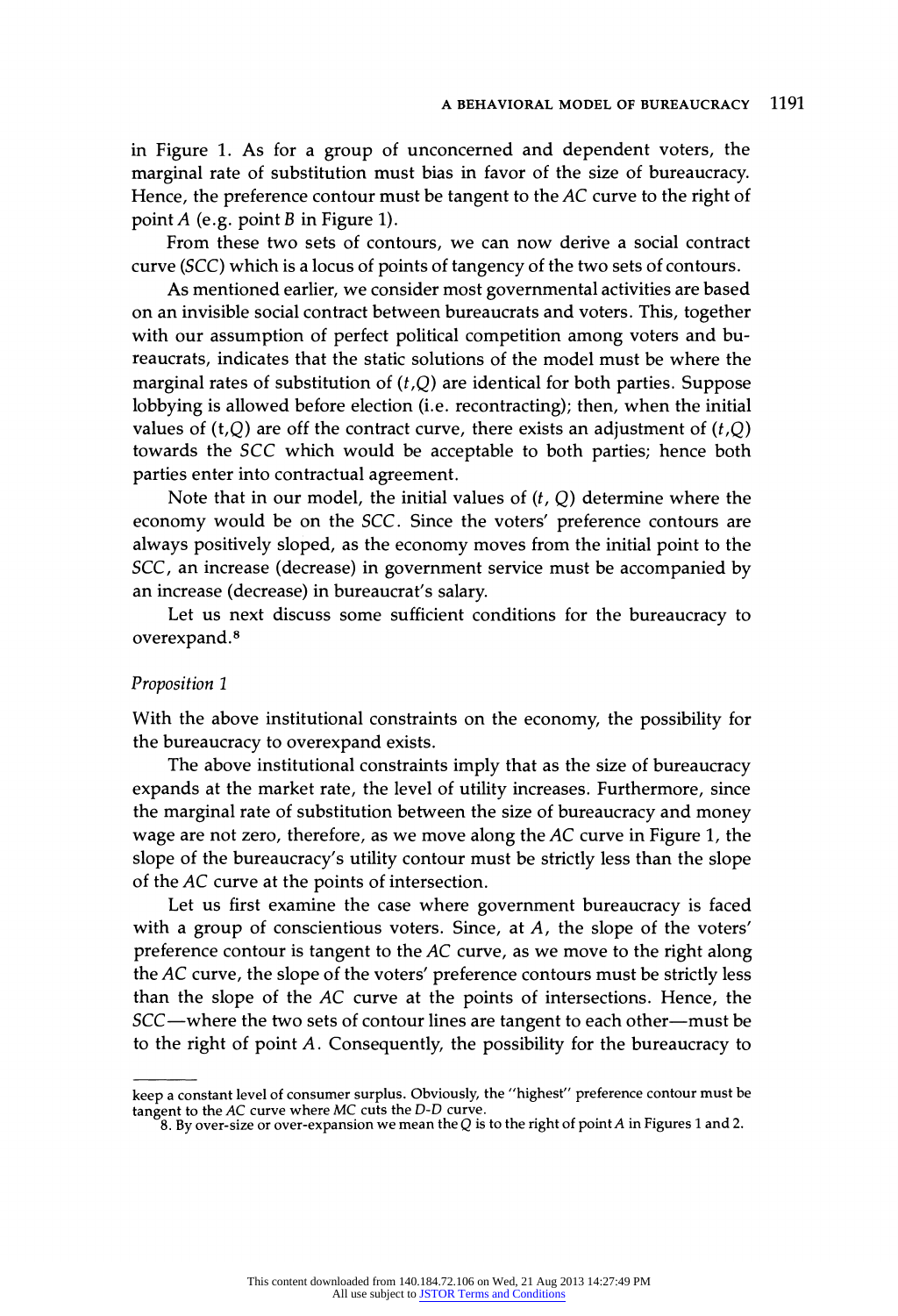in Figure 1. As for a group of unconcerned and dependent voters, the marginal rate of substitution must bias in favor of the size of bureaucracy. Hence, the preference contour must be tangent to the $AC$ curve to the right of point $A$ (e.g. point $B$ in Figure 1).

From these two sets of contours, we can now derive a social contract curve ($SCC$) which is a locus of points of tangency of the two sets of contours.

As mentioned earlier, we consider most governmental activities are based on an invisible social contract between bureaucrats and voters. This, together with our assumption of perfect political competition among voters and bureaucrats, indicates that the static solutions of the model must be where the marginal rates of substitution of $(t,Q)$ are identical for both parties. Suppose lobbying is allowed before election (i.e. recontracting); then, when the initial values of $(t,Q)$ are off the contract curve, there exists an adjustment of $(t,Q)$ towards the $SCC$ which would be acceptable to both parties; hence both parties enter into contractual agreement.

Note that in our model, the initial values of $(t, Q)$ determine where the economy would be on the $SCC$. Since the voters' preference contours are always positively sloped, as the economy moves from the initial point to the $SCC$, an increase (decrease) in government service must be accompanied by an increase (decrease) in bureaucrat's salary.

Let us next discuss some sufficient conditions for the bureaucracy to overexpand.[8]

*Proposition 1*

With the above institutional constraints on the economy, the possibility for the bureaucracy to overexpand exists.

The above institutional constraints imply that as the size of bureaucracy expands at the market rate, the level of utility increases. Furthermore, since the marginal rate of substitution between the size of bureaucracy and money wage are not zero, therefore, as we move along the $AC$ curve in Figure 1, the slope of the bureaucracy's utility contour must be strictly less than the slope of the $AC$ curve at the points of intersection.

Let us first examine the case where government bureaucracy is faced with a group of conscientious voters. Since, at $A$, the slope of the voters' preference contour is tangent to the $AC$ curve, as we move to the right along the $AC$ curve, the slope of the voters' preference contours must be strictly less than the slope of the $AC$ curve at the points of intersections. Hence, the $SCC$—where the two sets of contour lines are tangent to each other—must be to the right of point $A$. Consequently, the possibility for the bureaucracy to

---

keep a constant level of consumer surplus. Obviously, the "highest" preference contour must be tangent to the $AC$ curve where $MC$ cuts the $D$-$D$ curve.

8. By over-size or over-expansion we mean the $Q$ is to the right of point $A$ in Figures 1 and 2.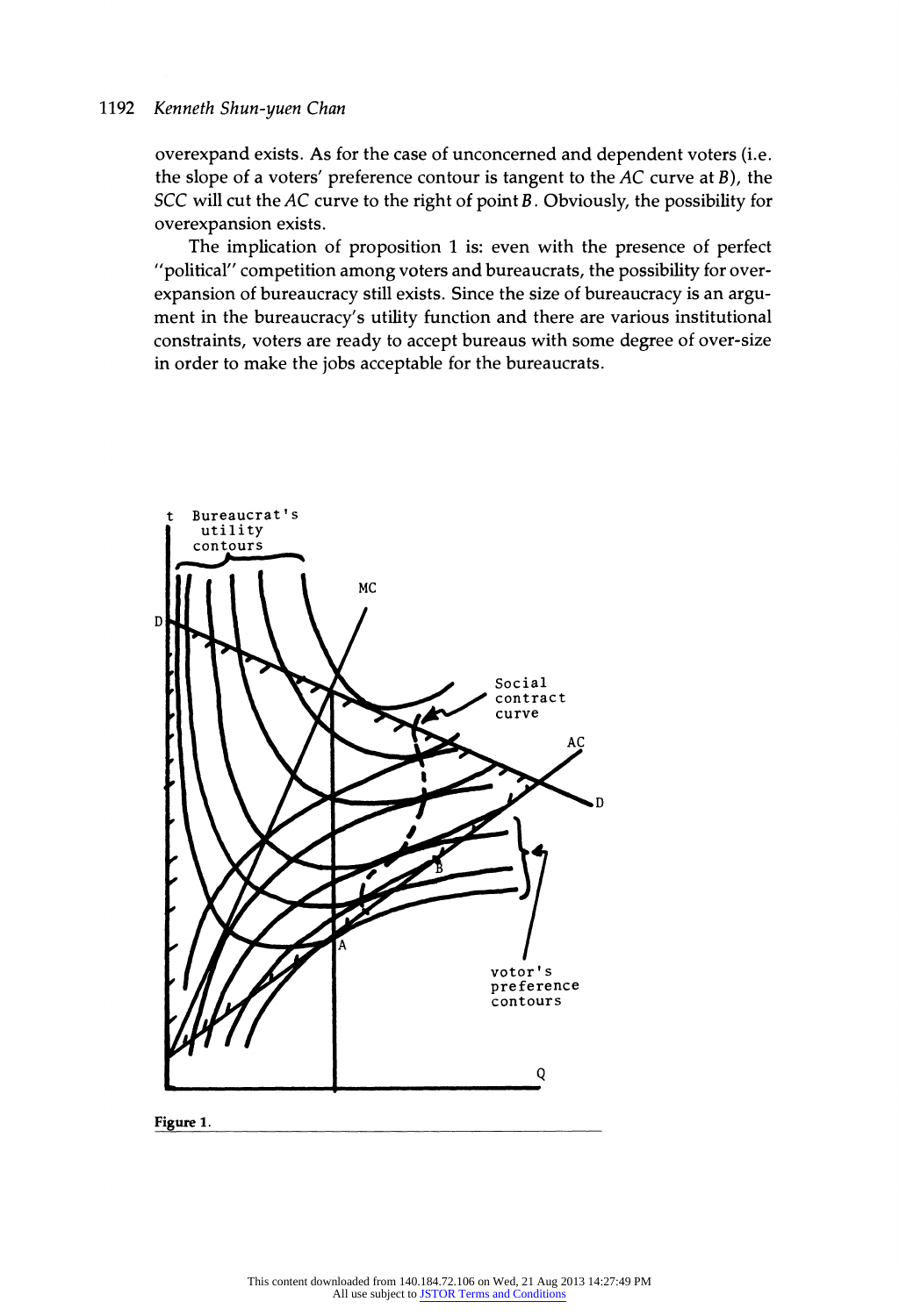overexpand exists. As for the case of unconcerned and dependent voters (i.e. the slope of a voters' preference contour is tangent to the *AC* curve at *B*), the *SCC* will cut the *AC* curve to the right of point *B*. Obviously, the possibility for overexpansion exists.

The implication of proposition 1 is: even with the presence of perfect "political" competition among voters and bureaucrats, the possibility for overexpansion of bureaucracy still exists. Since the size of bureaucracy is an argument in the bureaucracy's utility function and there are various institutional constraints, voters are ready to accept bureaus with some degree of over-size in order to make the jobs acceptable for the bureaucrats.

**Figure 1.**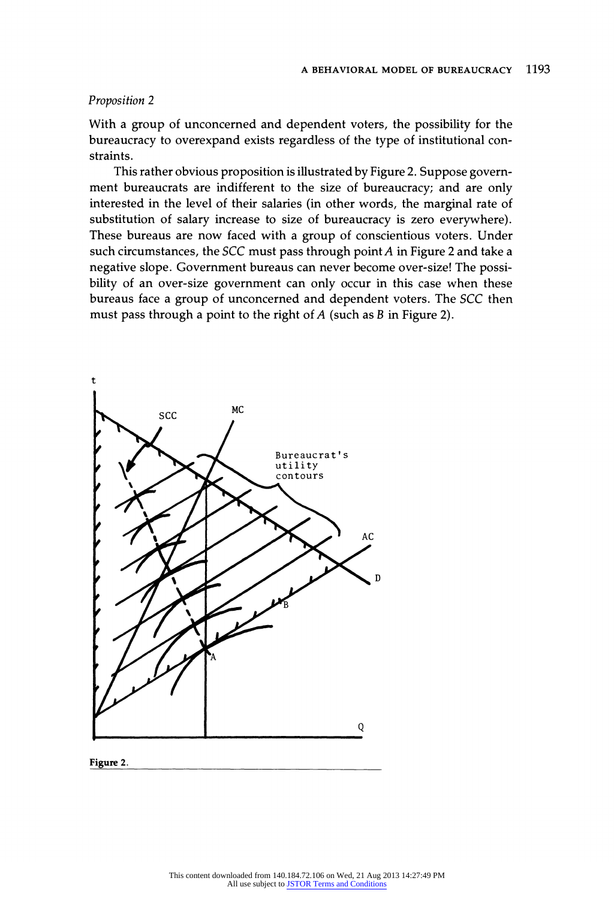*Proposition 2*

With a group of unconcerned and dependent voters, the possibility for the bureaucracy to overexpand exists regardless of the type of institutional constraints.

This rather obvious proposition is illustrated by Figure 2. Suppose government bureaucrats are indifferent to the size of bureaucracy; and are only interested in the level of their salaries (in other words, the marginal rate of substitution of salary increase to size of bureaucracy is zero everywhere). These bureaus are now faced with a group of conscientious voters. Under such circumstances, the *SCC* must pass through point *A* in Figure 2 and take a negative slope. Government bureaus can never become over-size! The possibility of an over-size government can only occur in this case when these bureaus face a group of unconcerned and dependent voters. The *SCC* then must pass through a point to the right of *A* (such as *B* in Figure 2).

**Figure 2.**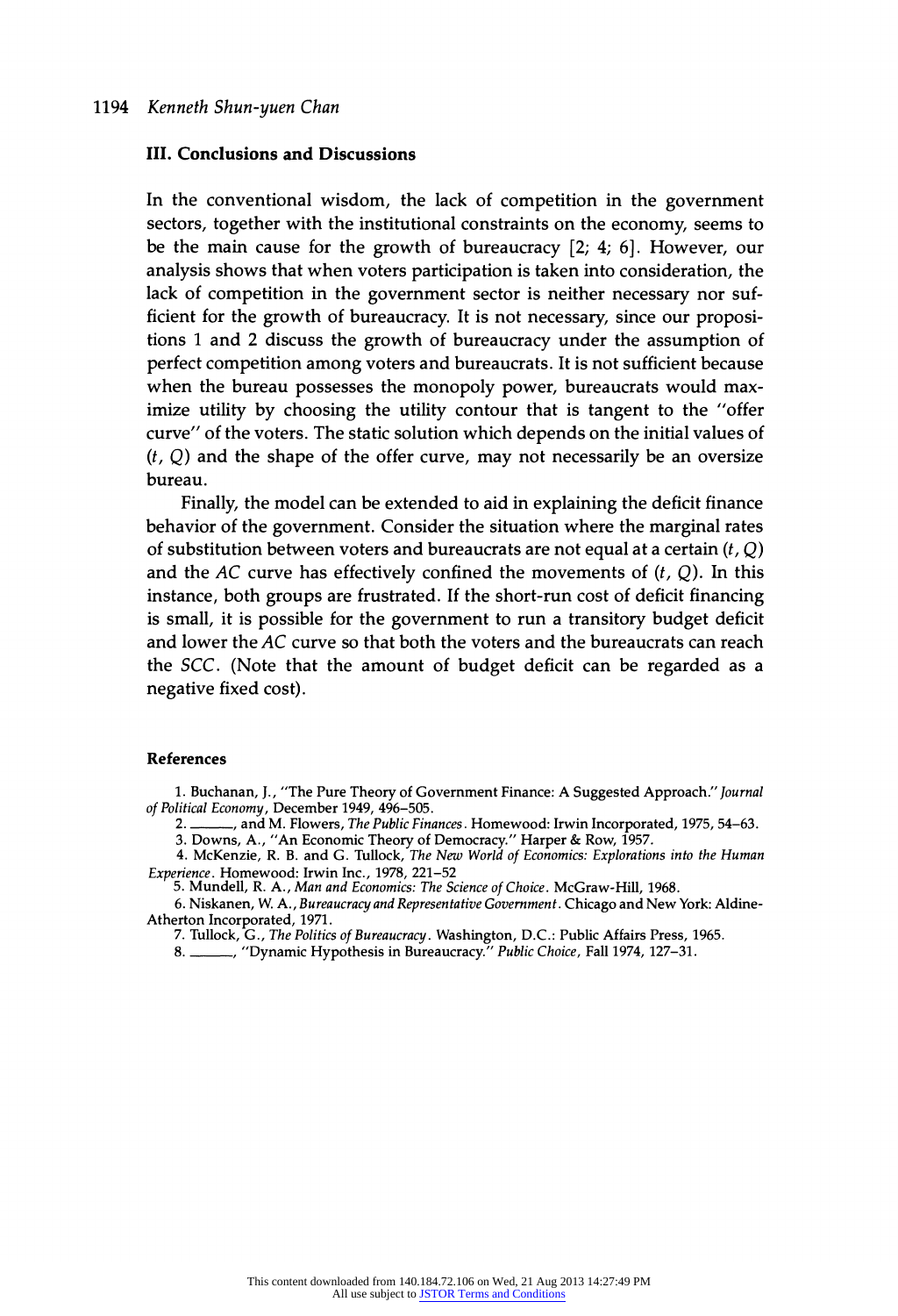### III. Conclusions and Discussions

In the conventional wisdom, the lack of competition in the government sectors, together with the institutional constraints on the economy, seems to be the main cause for the growth of bureaucracy [2; 4; 6]. However, our analysis shows that when voters participation is taken into consideration, the lack of competition in the government sector is neither necessary nor sufficient for the growth of bureaucracy. It is not necessary, since our propositions 1 and 2 discuss the growth of bureaucracy under the assumption of perfect competition among voters and bureaucrats. It is not sufficient because when the bureau possesses the monopoly power, bureaucrats would maximize utility by choosing the utility contour that is tangent to the "offer curve" of the voters. The static solution which depends on the initial values of $(t, Q)$ and the shape of the offer curve, may not necessarily be an oversize bureau.

Finally, the model can be extended to aid in explaining the deficit finance behavior of the government. Consider the situation where the marginal rates of substitution between voters and bureaucrats are not equal at a certain $(t, Q)$ and the *AC* curve has effectively confined the movements of $(t, Q)$. In this instance, both groups are frustrated. If the short-run cost of deficit financing is small, it is possible for the government to run a transitory budget deficit and lower the *AC* curve so that both the voters and the bureaucrats can reach the *SCC*. (Note that the amount of budget deficit can be regarded as a negative fixed cost).

#### References

1. Buchanan, J., "The Pure Theory of Government Finance: A Suggested Approach." *Journal of Political Economy*, December 1949, 496–505.
2. ———, and M. Flowers, *The Public Finances*. Homewood: Irwin Incorporated, 1975, 54–63.
3. Downs, A., "An Economic Theory of Democracy." Harper & Row, 1957.
4. McKenzie, R. B. and G. Tullock, *The New World of Economics: Explorations into the Human Experience*. Homewood: Irwin Inc., 1978, 221–52
5. Mundell, R. A., *Man and Economics: The Science of Choice*. McGraw-Hill, 1968.
6. Niskanen, W. A., *Bureaucracy and Representative Government*. Chicago and New York: Aldine-Atherton Incorporated, 1971.
7. Tullock, G., *The Politics of Bureaucracy*. Washington, D.C.: Public Affairs Press, 1965.
8. ———, "Dynamic Hypothesis in Bureaucracy." *Public Choice*, Fall 1974, 127–31.